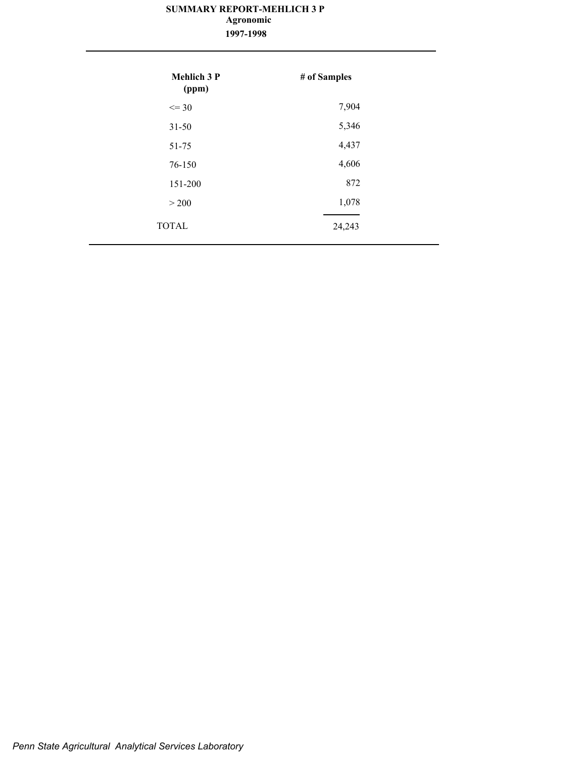**SUMMARY REPORT-MEHLICH 3 P**

**Agronomic**

**1997-1998**

| Mehlich 3 P (ppm) | # of Samples |
|---|---|
| <= 30 | 7,904 |
| 31-50 | 5,346 |
| 51-75 | 4,437 |
| 76-150 | 4,606 |
| 151-200 | 872 |
| > 200 | 1,078 |
| TOTAL | 24,243 |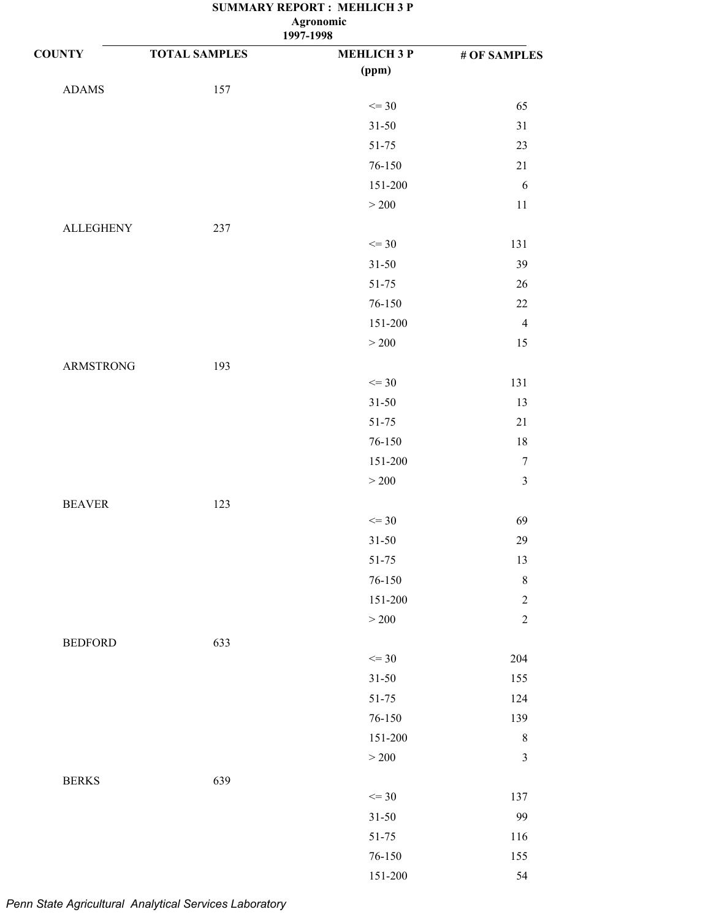# SUMMARY REPORT : MEHLICH 3 P

**Agronomic**

**1997-1998**

| COUNTY | TOTAL SAMPLES | MEHLICH 3 P (ppm) | # OF SAMPLES |
|---|---|---|---|
| ADAMS | 157 | | |
| | | <= 30 | 65 |
| | | 31-50 | 31 |
| | | 51-75 | 23 |
| | | 76-150 | 21 |
| | | 151-200 | 6 |
| | | > 200 | 11 |
| ALLEGHENY | 237 | | |
| | | <= 30 | 131 |
| | | 31-50 | 39 |
| | | 51-75 | 26 |
| | | 76-150 | 22 |
| | | 151-200 | 4 |
| | | > 200 | 15 |
| ARMSTRONG | 193 | | |
| | | <= 30 | 131 |
| | | 31-50 | 13 |
| | | 51-75 | 21 |
| | | 76-150 | 18 |
| | | 151-200 | 7 |
| | | > 200 | 3 |
| BEAVER | 123 | | |
| | | <= 30 | 69 |
| | | 31-50 | 29 |
| | | 51-75 | 13 |
| | | 76-150 | 8 |
| | | 151-200 | 2 |
| | | > 200 | 2 |
| BEDFORD | 633 | | |
| | | <= 30 | 204 |
| | | 31-50 | 155 |
| | | 51-75 | 124 |
| | | 76-150 | 139 |
| | | 151-200 | 8 |
| | | > 200 | 3 |
| BERKS | 639 | | |
| | | <= 30 | 137 |
| | | 31-50 | 99 |
| | | 51-75 | 116 |
| | | 76-150 | 155 |
| | | 151-200 | 54 |

*Penn State Agricultural Analytical Services Laboratory*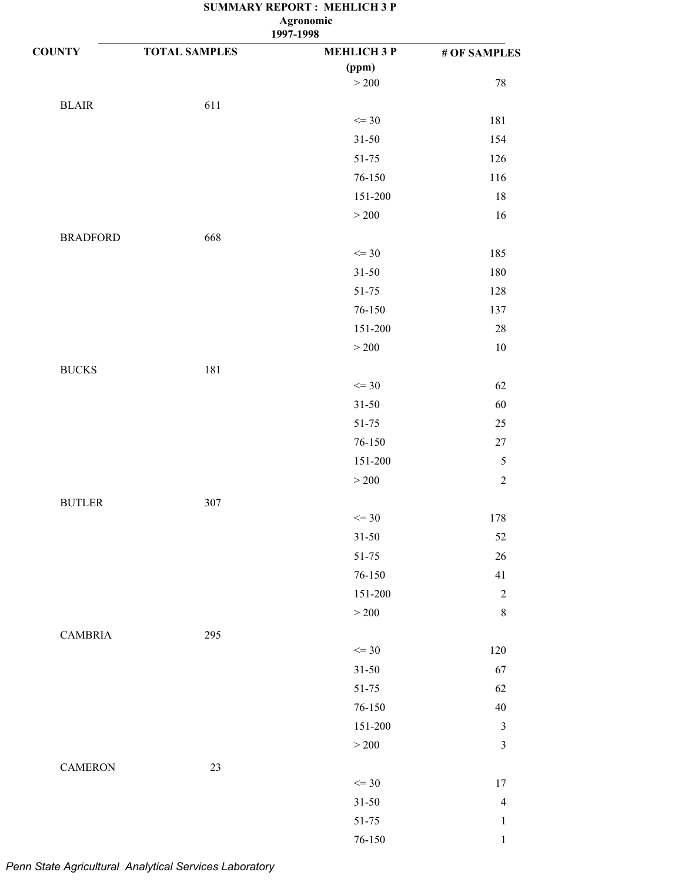**SUMMARY REPORT : MEHLICH 3 P**
**Agronomic**
**1997-1998**

| COUNTY | TOTAL SAMPLES | MEHLICH 3 P (ppm) | # OF SAMPLES |
|---|---|---|---|
| | | > 200 | 78 |
| BLAIR | 611 | | |
| | | <= 30 | 181 |
| | | 31-50 | 154 |
| | | 51-75 | 126 |
| | | 76-150 | 116 |
| | | 151-200 | 18 |
| | | > 200 | 16 |
| BRADFORD | 668 | | |
| | | <= 30 | 185 |
| | | 31-50 | 180 |
| | | 51-75 | 128 |
| | | 76-150 | 137 |
| | | 151-200 | 28 |
| | | > 200 | 10 |
| BUCKS | 181 | | |
| | | <= 30 | 62 |
| | | 31-50 | 60 |
| | | 51-75 | 25 |
| | | 76-150 | 27 |
| | | 151-200 | 5 |
| | | > 200 | 2 |
| BUTLER | 307 | | |
| | | <= 30 | 178 |
| | | 31-50 | 52 |
| | | 51-75 | 26 |
| | | 76-150 | 41 |
| | | 151-200 | 2 |
| | | > 200 | 8 |
| CAMBRIA | 295 | | |
| | | <= 30 | 120 |
| | | 31-50 | 67 |
| | | 51-75 | 62 |
| | | 76-150 | 40 |
| | | 151-200 | 3 |
| | | > 200 | 3 |
| CAMERON | 23 | | |
| | | <= 30 | 17 |
| | | 31-50 | 4 |
| | | 51-75 | 1 |
| | | 76-150 | 1 |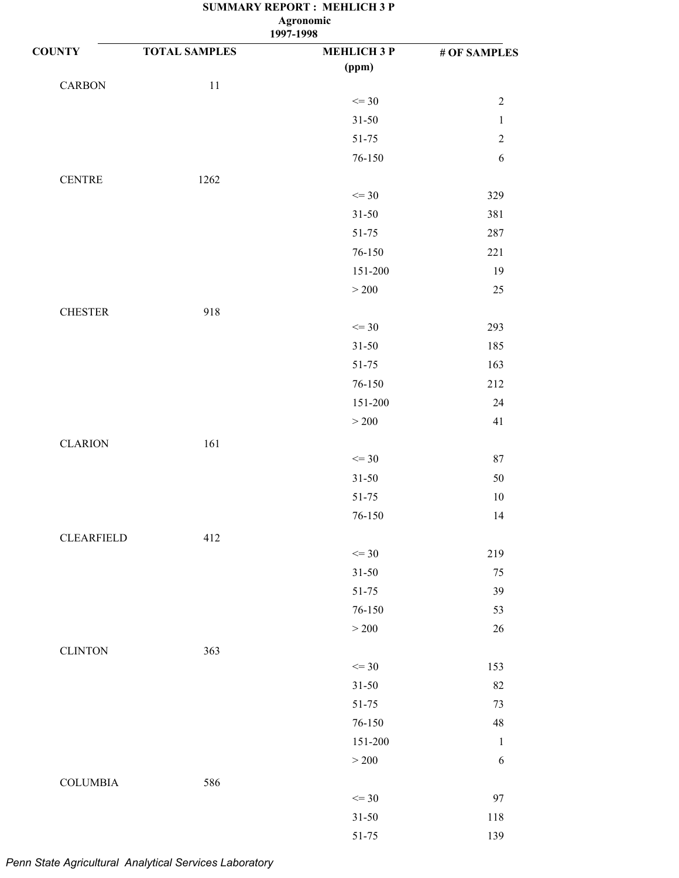**SUMMARY REPORT : MEHLICH 3 P**
**Agronomic**
**1997-1998**

| COUNTY | TOTAL SAMPLES | MEHLICH 3 P (ppm) | # OF SAMPLES |
|---|---|---|---|
| CARBON | 11 | | |
| | | <= 30 | 2 |
| | | 31-50 | 1 |
| | | 51-75 | 2 |
| | | 76-150 | 6 |
| CENTRE | 1262 | | |
| | | <= 30 | 329 |
| | | 31-50 | 381 |
| | | 51-75 | 287 |
| | | 76-150 | 221 |
| | | 151-200 | 19 |
| | | > 200 | 25 |
| CHESTER | 918 | | |
| | | <= 30 | 293 |
| | | 31-50 | 185 |
| | | 51-75 | 163 |
| | | 76-150 | 212 |
| | | 151-200 | 24 |
| | | > 200 | 41 |
| CLARION | 161 | | |
| | | <= 30 | 87 |
| | | 31-50 | 50 |
| | | 51-75 | 10 |
| | | 76-150 | 14 |
| CLEARFIELD | 412 | | |
| | | <= 30 | 219 |
| | | 31-50 | 75 |
| | | 51-75 | 39 |
| | | 76-150 | 53 |
| | | > 200 | 26 |
| CLINTON | 363 | | |
| | | <= 30 | 153 |
| | | 31-50 | 82 |
| | | 51-75 | 73 |
| | | 76-150 | 48 |
| | | 151-200 | 1 |
| | | > 200 | 6 |
| COLUMBIA | 586 | | |
| | | <= 30 | 97 |
| | | 31-50 | 118 |
| | | 51-75 | 139 |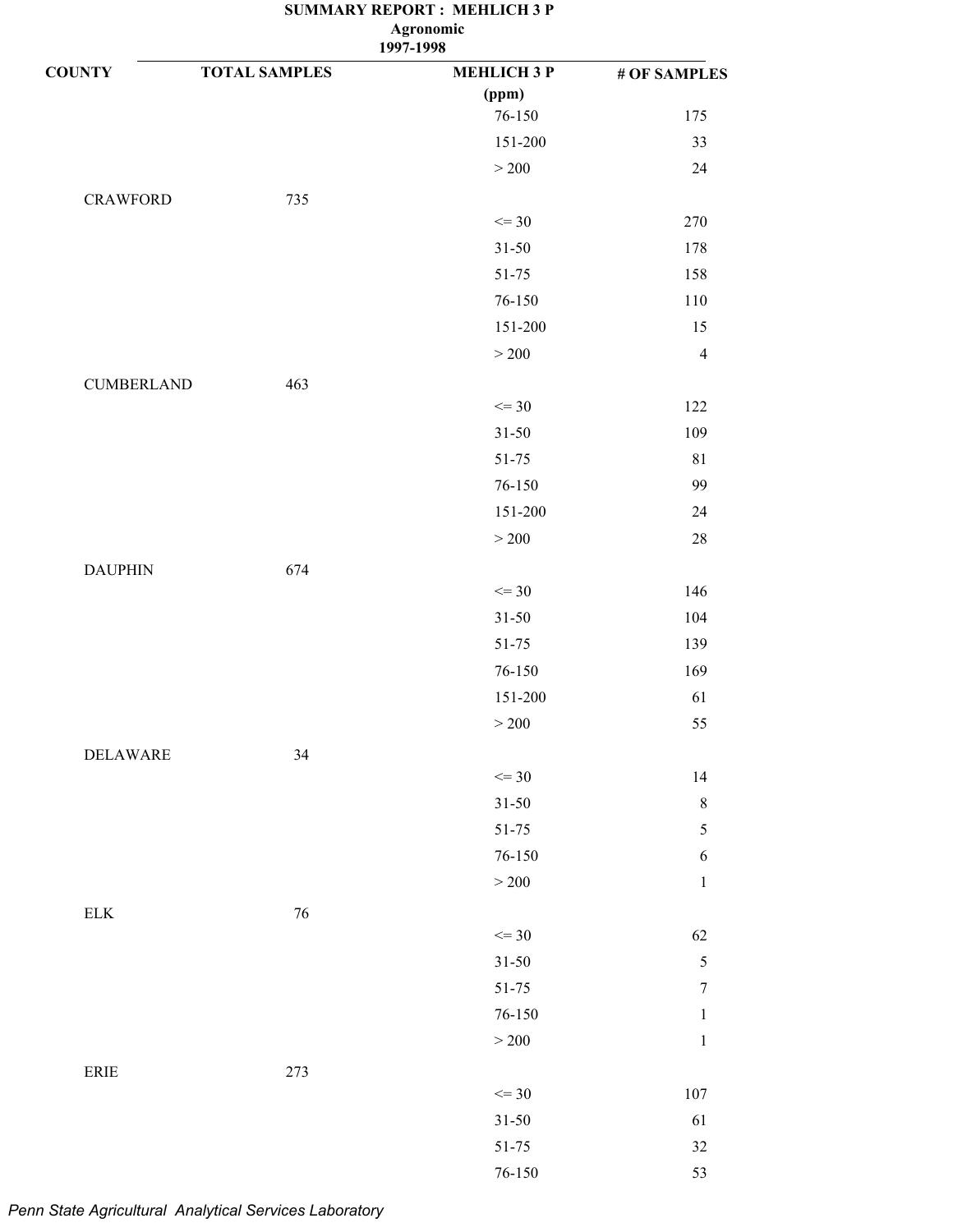# SUMMARY REPORT : MEHLICH 3 P

## Agronomic

## 1997-1998

| COUNTY | TOTAL SAMPLES | MEHLICH 3 P (ppm) | # OF SAMPLES |
|---|---|---|---|
| | | 76-150 | 175 |
| | | 151-200 | 33 |
| | | > 200 | 24 |
| CRAWFORD | 735 | | |
| | | <= 30 | 270 |
| | | 31-50 | 178 |
| | | 51-75 | 158 |
| | | 76-150 | 110 |
| | | 151-200 | 15 |
| | | > 200 | 4 |
| CUMBERLAND | 463 | | |
| | | <= 30 | 122 |
| | | 31-50 | 109 |
| | | 51-75 | 81 |
| | | 76-150 | 99 |
| | | 151-200 | 24 |
| | | > 200 | 28 |
| DAUPHIN | 674 | | |
| | | <= 30 | 146 |
| | | 31-50 | 104 |
| | | 51-75 | 139 |
| | | 76-150 | 169 |
| | | 151-200 | 61 |
| | | > 200 | 55 |
| DELAWARE | 34 | | |
| | | <= 30 | 14 |
| | | 31-50 | 8 |
| | | 51-75 | 5 |
| | | 76-150 | 6 |
| | | > 200 | 1 |
| ELK | 76 | | |
| | | <= 30 | 62 |
| | | 31-50 | 5 |
| | | 51-75 | 7 |
| | | 76-150 | 1 |
| | | > 200 | 1 |
| ERIE | 273 | | |
| | | <= 30 | 107 |
| | | 31-50 | 61 |
| | | 51-75 | 32 |
| | | 76-150 | 53 |

*Penn State Agricultural Analytical Services Laboratory*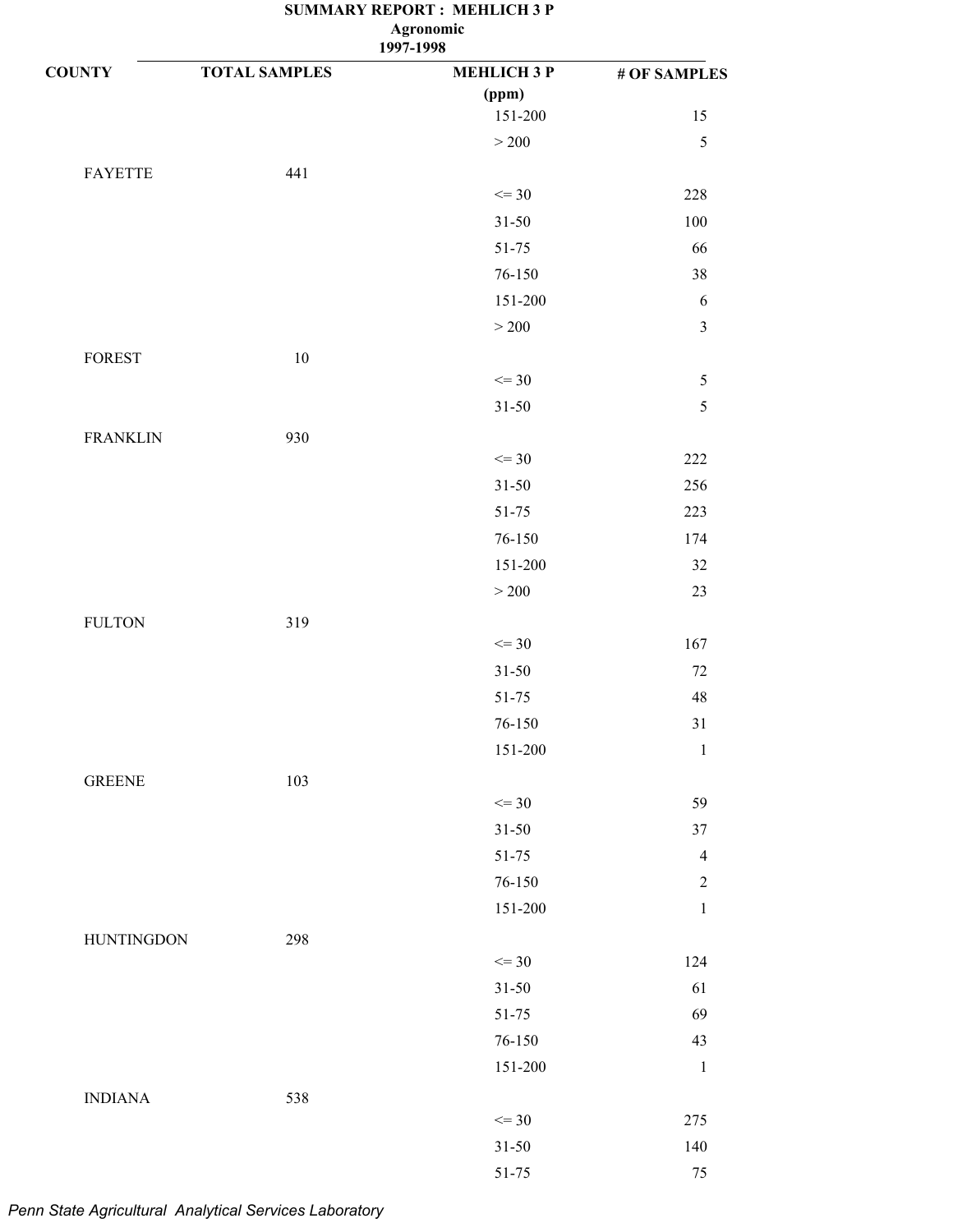# SUMMARY REPORT : MEHLICH 3 P

**Agronomic**

**1997-1998**

| COUNTY | TOTAL SAMPLES | MEHLICH 3 P (ppm) | # OF SAMPLES |
|---|---|---|---|
| | | 151-200 | 15 |
| | | > 200 | 5 |
| FAYETTE | 441 | | |
| | | <= 30 | 228 |
| | | 31-50 | 100 |
| | | 51-75 | 66 |
| | | 76-150 | 38 |
| | | 151-200 | 6 |
| | | > 200 | 3 |
| FOREST | 10 | | |
| | | <= 30 | 5 |
| | | 31-50 | 5 |
| FRANKLIN | 930 | | |
| | | <= 30 | 222 |
| | | 31-50 | 256 |
| | | 51-75 | 223 |
| | | 76-150 | 174 |
| | | 151-200 | 32 |
| | | > 200 | 23 |
| FULTON | 319 | | |
| | | <= 30 | 167 |
| | | 31-50 | 72 |
| | | 51-75 | 48 |
| | | 76-150 | 31 |
| | | 151-200 | 1 |
| GREENE | 103 | | |
| | | <= 30 | 59 |
| | | 31-50 | 37 |
| | | 51-75 | 4 |
| | | 76-150 | 2 |
| | | 151-200 | 1 |
| HUNTINGDON | 298 | | |
| | | <= 30 | 124 |
| | | 31-50 | 61 |
| | | 51-75 | 69 |
| | | 76-150 | 43 |
| | | 151-200 | 1 |
| INDIANA | 538 | | |
| | | <= 30 | 275 |
| | | 31-50 | 140 |
| | | 51-75 | 75 |

*Penn State Agricultural Analytical Services Laboratory*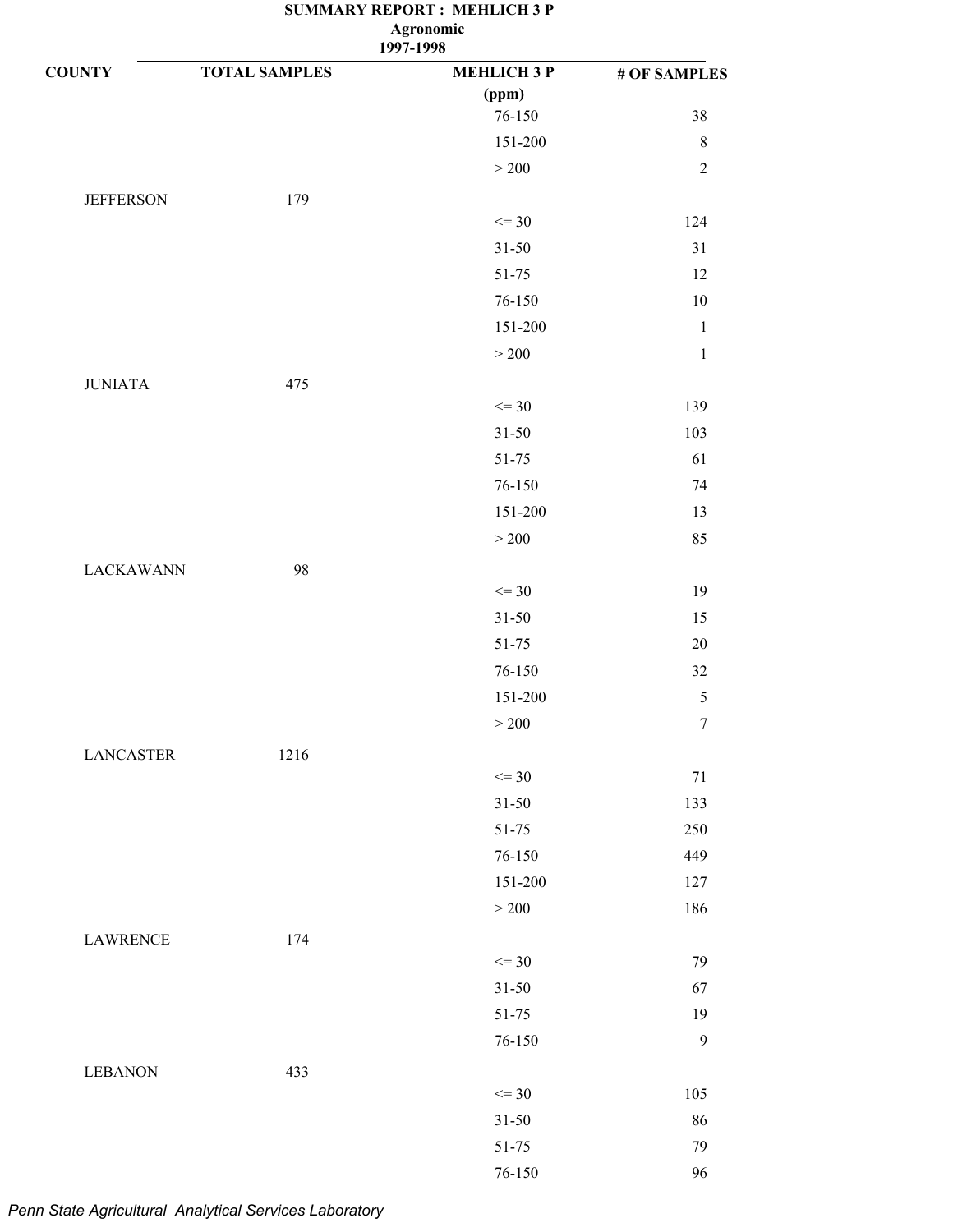# SUMMARY REPORT : MEHLICH 3 P

**Agronomic**

**1997-1998**

| COUNTY | TOTAL SAMPLES | MEHLICH 3 P (ppm) | # OF SAMPLES |
|---|---|---|---|
| | | 76-150 | 38 |
| | | 151-200 | 8 |
| | | > 200 | 2 |
| JEFFERSON | 179 | | |
| | | <= 30 | 124 |
| | | 31-50 | 31 |
| | | 51-75 | 12 |
| | | 76-150 | 10 |
| | | 151-200 | 1 |
| | | > 200 | 1 |
| JUNIATA | 475 | | |
| | | <= 30 | 139 |
| | | 31-50 | 103 |
| | | 51-75 | 61 |
| | | 76-150 | 74 |
| | | 151-200 | 13 |
| | | > 200 | 85 |
| LACKAWANN | 98 | | |
| | | <= 30 | 19 |
| | | 31-50 | 15 |
| | | 51-75 | 20 |
| | | 76-150 | 32 |
| | | 151-200 | 5 |
| | | > 200 | 7 |
| LANCASTER | 1216 | | |
| | | <= 30 | 71 |
| | | 31-50 | 133 |
| | | 51-75 | 250 |
| | | 76-150 | 449 |
| | | 151-200 | 127 |
| | | > 200 | 186 |
| LAWRENCE | 174 | | |
| | | <= 30 | 79 |
| | | 31-50 | 67 |
| | | 51-75 | 19 |
| | | 76-150 | 9 |
| LEBANON | 433 | | |
| | | <= 30 | 105 |
| | | 31-50 | 86 |
| | | 51-75 | 79 |
| | | 76-150 | 96 |

*Penn State Agricultural Analytical Services Laboratory*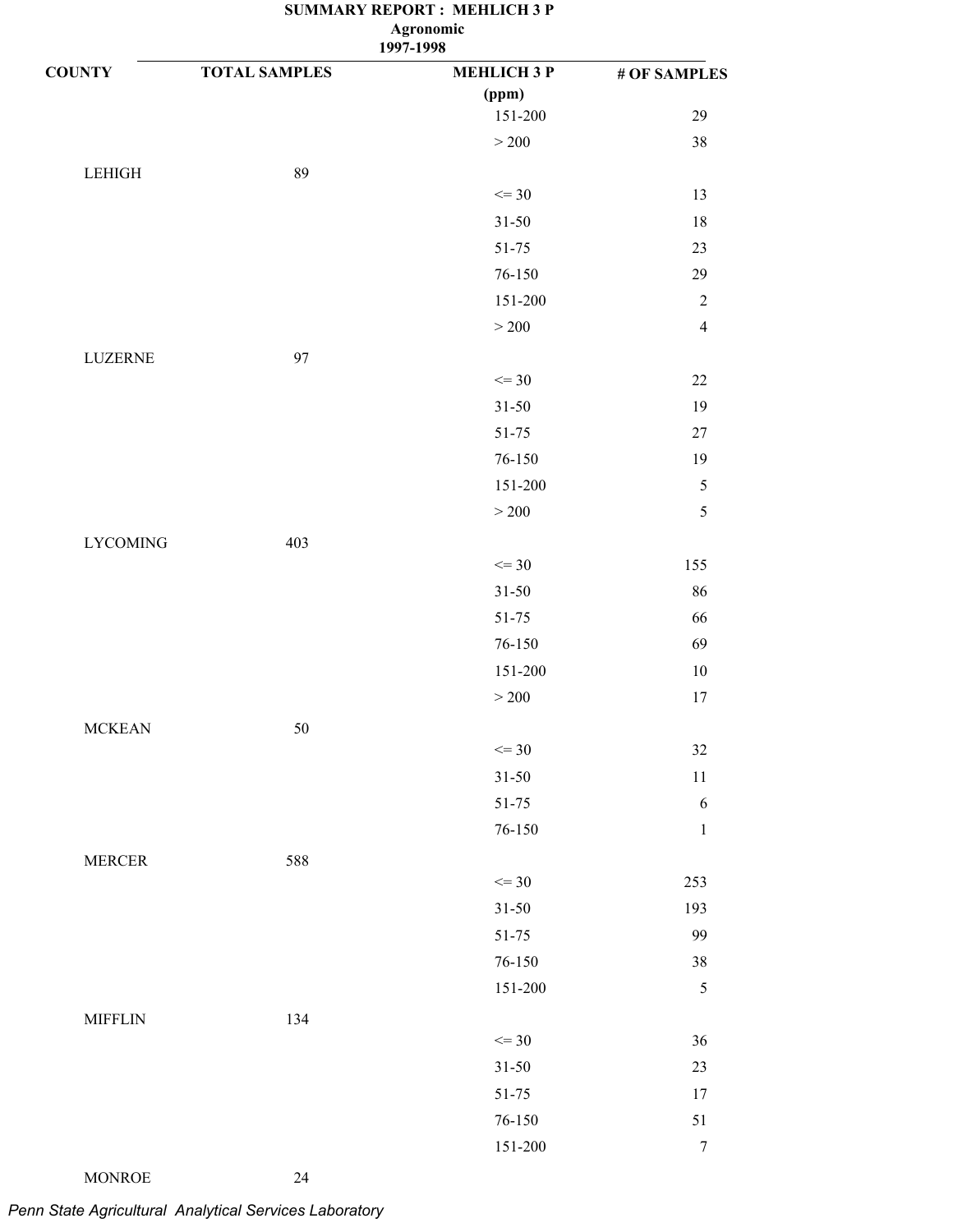# SUMMARY REPORT : MEHLICH 3 P

**Agronomic**

**1997-1998**

| COUNTY | TOTAL SAMPLES | MEHLICH 3 P (ppm) | # OF SAMPLES |
|---|---|---|---|
| | | 151-200 | 29 |
| | | > 200 | 38 |
| LEHIGH | 89 | | |
| | | <= 30 | 13 |
| | | 31-50 | 18 |
| | | 51-75 | 23 |
| | | 76-150 | 29 |
| | | 151-200 | 2 |
| | | > 200 | 4 |
| LUZERNE | 97 | | |
| | | <= 30 | 22 |
| | | 31-50 | 19 |
| | | 51-75 | 27 |
| | | 76-150 | 19 |
| | | 151-200 | 5 |
| | | > 200 | 5 |
| LYCOMING | 403 | | |
| | | <= 30 | 155 |
| | | 31-50 | 86 |
| | | 51-75 | 66 |
| | | 76-150 | 69 |
| | | 151-200 | 10 |
| | | > 200 | 17 |
| MCKEAN | 50 | | |
| | | <= 30 | 32 |
| | | 31-50 | 11 |
| | | 51-75 | 6 |
| | | 76-150 | 1 |
| MERCER | 588 | | |
| | | <= 30 | 253 |
| | | 31-50 | 193 |
| | | 51-75 | 99 |
| | | 76-150 | 38 |
| | | 151-200 | 5 |
| MIFFLIN | 134 | | |
| | | <= 30 | 36 |
| | | 31-50 | 23 |
| | | 51-75 | 17 |
| | | 76-150 | 51 |
| | | 151-200 | 7 |
| MONROE | 24 | | |

*Penn State Agricultural Analytical Services Laboratory*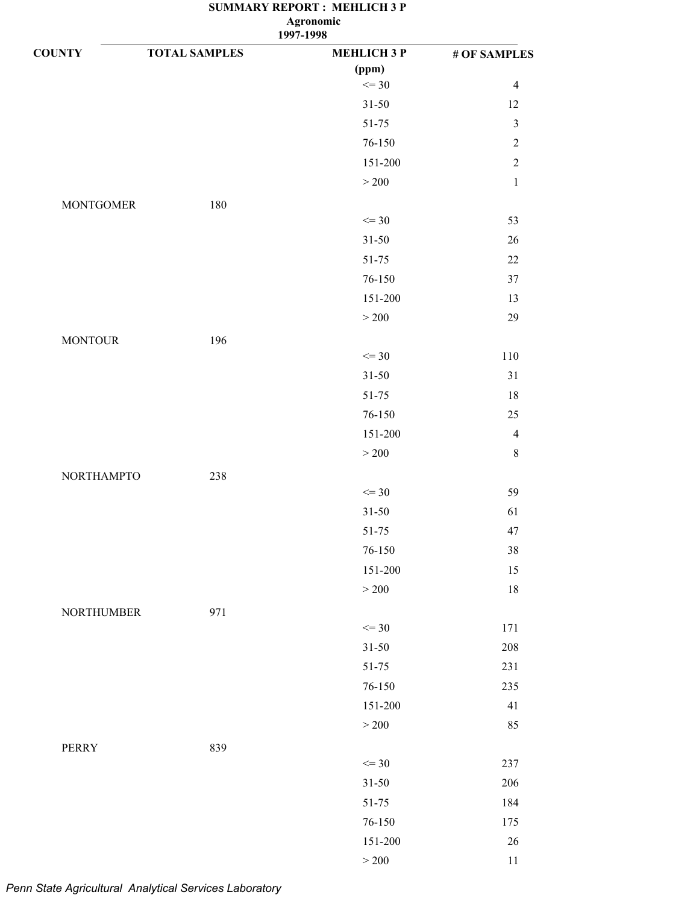# SUMMARY REPORT : MEHLICH 3 P

**Agronomic**

**1997-1998**

| COUNTY | TOTAL SAMPLES | MEHLICH 3 P (ppm) | # OF SAMPLES |
|---|---|---|---|
| | | <= 30 | 4 |
| | | 31-50 | 12 |
| | | 51-75 | 3 |
| | | 76-150 | 2 |
| | | 151-200 | 2 |
| | | > 200 | 1 |
| MONTGOMER | 180 | | |
| | | <= 30 | 53 |
| | | 31-50 | 26 |
| | | 51-75 | 22 |
| | | 76-150 | 37 |
| | | 151-200 | 13 |
| | | > 200 | 29 |
| MONTOUR | 196 | | |
| | | <= 30 | 110 |
| | | 31-50 | 31 |
| | | 51-75 | 18 |
| | | 76-150 | 25 |
| | | 151-200 | 4 |
| | | > 200 | 8 |
| NORTHAMPTO | 238 | | |
| | | <= 30 | 59 |
| | | 31-50 | 61 |
| | | 51-75 | 47 |
| | | 76-150 | 38 |
| | | 151-200 | 15 |
| | | > 200 | 18 |
| NORTHUMBER | 971 | | |
| | | <= 30 | 171 |
| | | 31-50 | 208 |
| | | 51-75 | 231 |
| | | 76-150 | 235 |
| | | 151-200 | 41 |
| | | > 200 | 85 |
| PERRY | 839 | | |
| | | <= 30 | 237 |
| | | 31-50 | 206 |
| | | 51-75 | 184 |
| | | 76-150 | 175 |
| | | 151-200 | 26 |
| | | > 200 | 11 |

*Penn State Agricultural Analytical Services Laboratory*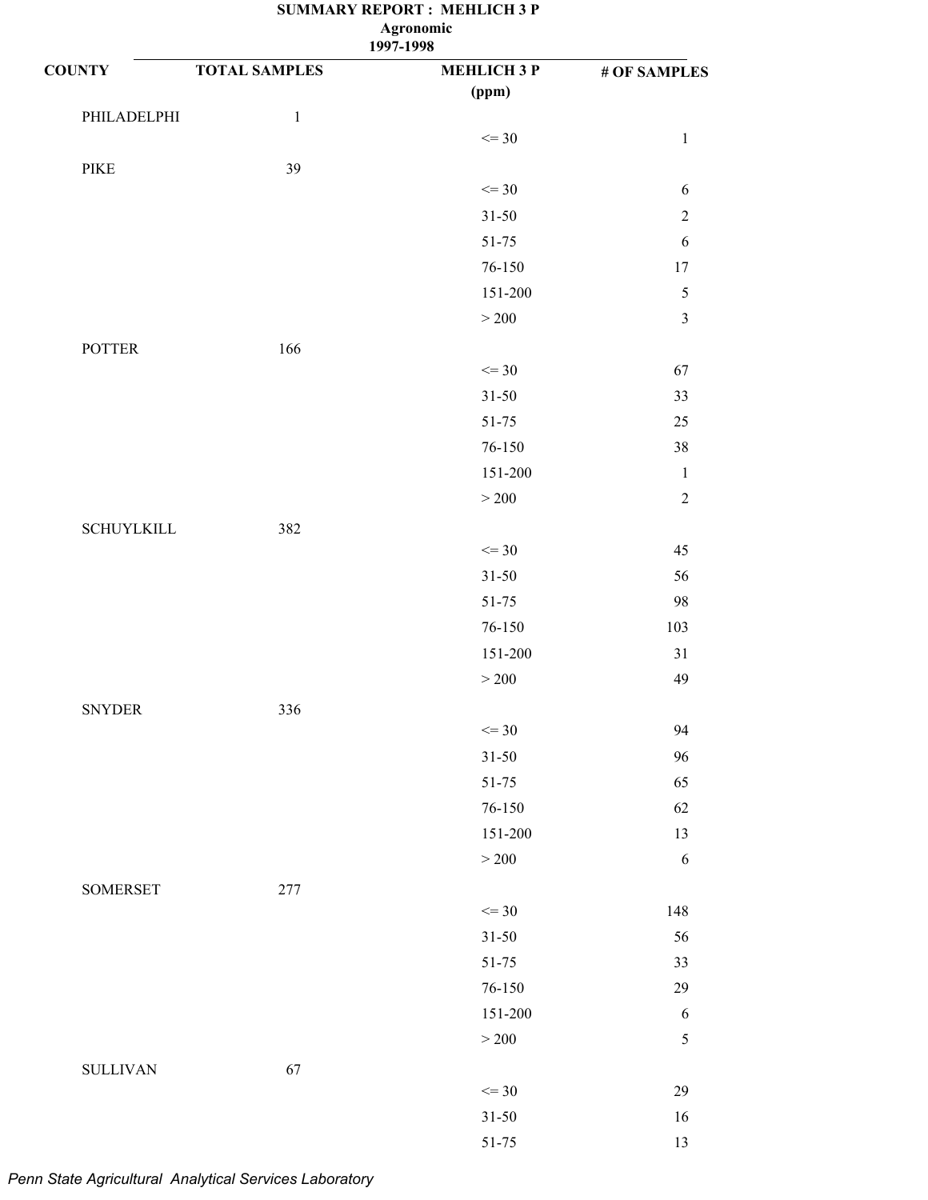**SUMMARY REPORT : MEHLICH 3 P**

**Agronomic**

**1997-1998**

| COUNTY | TOTAL SAMPLES | MEHLICH 3 P (ppm) | # OF SAMPLES |
|---|---|---|---|
| PHILADELPHI | 1 | | |
| | | <= 30 | 1 |
| PIKE | 39 | | |
| | | <= 30 | 6 |
| | | 31-50 | 2 |
| | | 51-75 | 6 |
| | | 76-150 | 17 |
| | | 151-200 | 5 |
| | | > 200 | 3 |
| POTTER | 166 | | |
| | | <= 30 | 67 |
| | | 31-50 | 33 |
| | | 51-75 | 25 |
| | | 76-150 | 38 |
| | | 151-200 | 1 |
| | | > 200 | 2 |
| SCHUYLKILL | 382 | | |
| | | <= 30 | 45 |
| | | 31-50 | 56 |
| | | 51-75 | 98 |
| | | 76-150 | 103 |
| | | 151-200 | 31 |
| | | > 200 | 49 |
| SNYDER | 336 | | |
| | | <= 30 | 94 |
| | | 31-50 | 96 |
| | | 51-75 | 65 |
| | | 76-150 | 62 |
| | | 151-200 | 13 |
| | | > 200 | 6 |
| SOMERSET | 277 | | |
| | | <= 30 | 148 |
| | | 31-50 | 56 |
| | | 51-75 | 33 |
| | | 76-150 | 29 |
| | | 151-200 | 6 |
| | | > 200 | 5 |
| SULLIVAN | 67 | | |
| | | <= 30 | 29 |
| | | 31-50 | 16 |
| | | 51-75 | 13 |

*Penn State Agricultural Analytical Services Laboratory*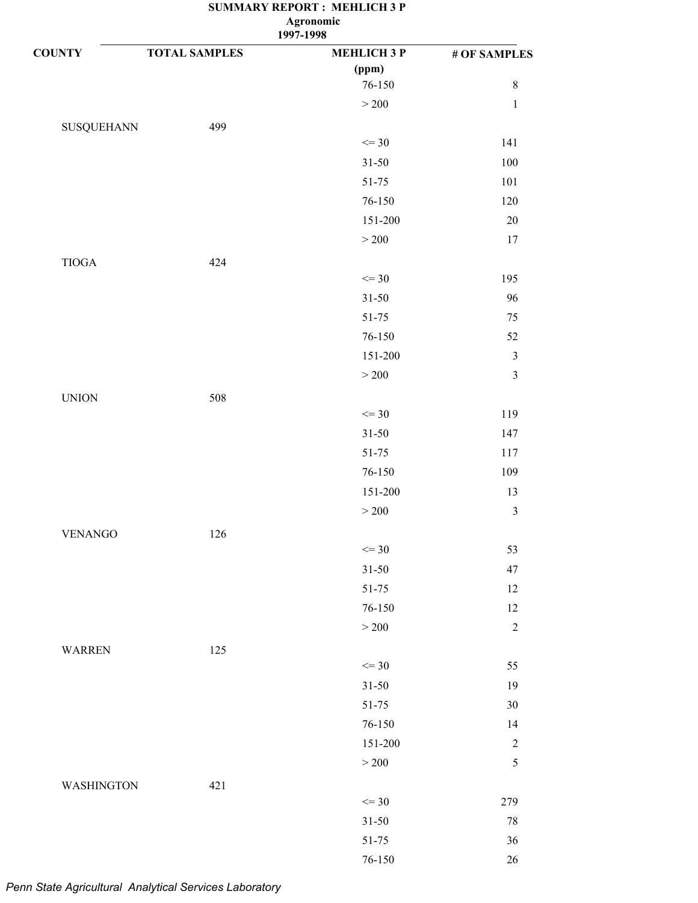**SUMMARY REPORT : MEHLICH 3 P**
**Agronomic**
**1997-1998**

| COUNTY | TOTAL SAMPLES | MEHLICH 3 P (ppm) | # OF SAMPLES |
|---|---|---|---|
| | | 76-150 | 8 |
| | | > 200 | 1 |
| SUSQUEHANN | 499 | | |
| | | <= 30 | 141 |
| | | 31-50 | 100 |
| | | 51-75 | 101 |
| | | 76-150 | 120 |
| | | 151-200 | 20 |
| | | > 200 | 17 |
| TIOGA | 424 | | |
| | | <= 30 | 195 |
| | | 31-50 | 96 |
| | | 51-75 | 75 |
| | | 76-150 | 52 |
| | | 151-200 | 3 |
| | | > 200 | 3 |
| UNION | 508 | | |
| | | <= 30 | 119 |
| | | 31-50 | 147 |
| | | 51-75 | 117 |
| | | 76-150 | 109 |
| | | 151-200 | 13 |
| | | > 200 | 3 |
| VENANGO | 126 | | |
| | | <= 30 | 53 |
| | | 31-50 | 47 |
| | | 51-75 | 12 |
| | | 76-150 | 12 |
| | | > 200 | 2 |
| WARREN | 125 | | |
| | | <= 30 | 55 |
| | | 31-50 | 19 |
| | | 51-75 | 30 |
| | | 76-150 | 14 |
| | | 151-200 | 2 |
| | | > 200 | 5 |
| WASHINGTON | 421 | | |
| | | <= 30 | 279 |
| | | 31-50 | 78 |
| | | 51-75 | 36 |
| | | 76-150 | 26 |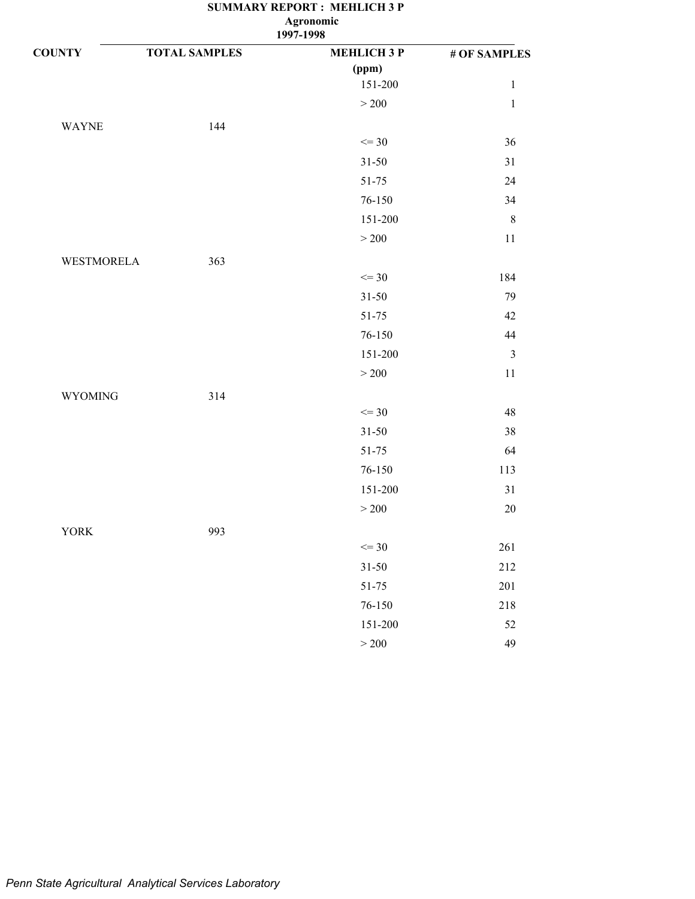**SUMMARY REPORT : MEHLICH 3 P**
**Agronomic**
**1997-1998**

| COUNTY | TOTAL SAMPLES | MEHLICH 3 P (ppm) | # OF SAMPLES |
|---|---|---|---|
| | | 151-200 | 1 |
| | | > 200 | 1 |
| WAYNE | 144 | | |
| | | <= 30 | 36 |
| | | 31-50 | 31 |
| | | 51-75 | 24 |
| | | 76-150 | 34 |
| | | 151-200 | 8 |
| | | > 200 | 11 |
| WESTMORELA | 363 | | |
| | | <= 30 | 184 |
| | | 31-50 | 79 |
| | | 51-75 | 42 |
| | | 76-150 | 44 |
| | | 151-200 | 3 |
| | | > 200 | 11 |
| WYOMING | 314 | | |
| | | <= 30 | 48 |
| | | 31-50 | 38 |
| | | 51-75 | 64 |
| | | 76-150 | 113 |
| | | 151-200 | 31 |
| | | > 200 | 20 |
| YORK | 993 | | |
| | | <= 30 | 261 |
| | | 31-50 | 212 |
| | | 51-75 | 201 |
| | | 76-150 | 218 |
| | | 151-200 | 52 |
| | | > 200 | 49 |

*Penn State Agricultural Analytical Services Laboratory*